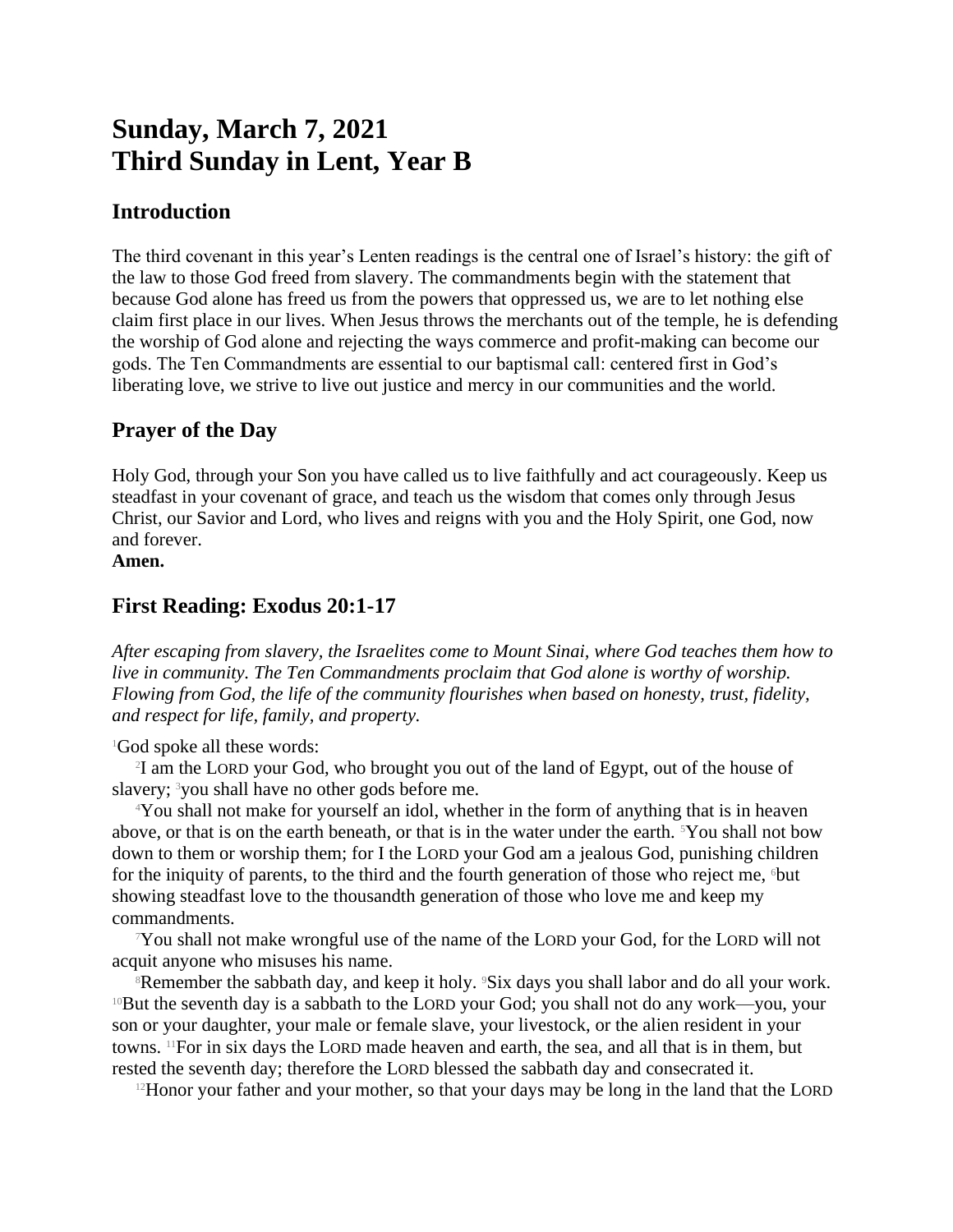# Sunday, March 7, 2021
# Third Sunday in Lent, Year B

## Introduction

The third covenant in this year's Lenten readings is the central one of Israel's history: the gift of the law to those God freed from slavery. The commandments begin with the statement that because God alone has freed us from the powers that oppressed us, we are to let nothing else claim first place in our lives. When Jesus throws the merchants out of the temple, he is defending the worship of God alone and rejecting the ways commerce and profit-making can become our gods. The Ten Commandments are essential to our baptismal call: centered first in God's liberating love, we strive to live out justice and mercy in our communities and the world.

## Prayer of the Day

Holy God, through your Son you have called us to live faithfully and act courageously. Keep us steadfast in your covenant of grace, and teach us the wisdom that comes only through Jesus Christ, our Savior and Lord, who lives and reigns with you and the Holy Spirit, one God, now and forever.
**Amen.**

## First Reading: Exodus 20:1-17

*After escaping from slavery, the Israelites come to Mount Sinai, where God teaches them how to live in community. The Ten Commandments proclaim that God alone is worthy of worship. Flowing from God, the life of the community flourishes when based on honesty, trust, fidelity, and respect for life, family, and property.*

[1]God spoke all these words:

[2]I am the LORD your God, who brought you out of the land of Egypt, out of the house of slavery; [3]you shall have no other gods before me.

[4]You shall not make for yourself an idol, whether in the form of anything that is in heaven above, or that is on the earth beneath, or that is in the water under the earth. [5]You shall not bow down to them or worship them; for I the LORD your God am a jealous God, punishing children for the iniquity of parents, to the third and the fourth generation of those who reject me, [6]but showing steadfast love to the thousandth generation of those who love me and keep my commandments.

[7]You shall not make wrongful use of the name of the LORD your God, for the LORD will not acquit anyone who misuses his name.

[8]Remember the sabbath day, and keep it holy. [9]Six days you shall labor and do all your work. [10]But the seventh day is a sabbath to the LORD your God; you shall not do any work—you, your son or your daughter, your male or female slave, your livestock, or the alien resident in your towns. [11]For in six days the LORD made heaven and earth, the sea, and all that is in them, but rested the seventh day; therefore the LORD blessed the sabbath day and consecrated it.

[12]Honor your father and your mother, so that your days may be long in the land that the LORD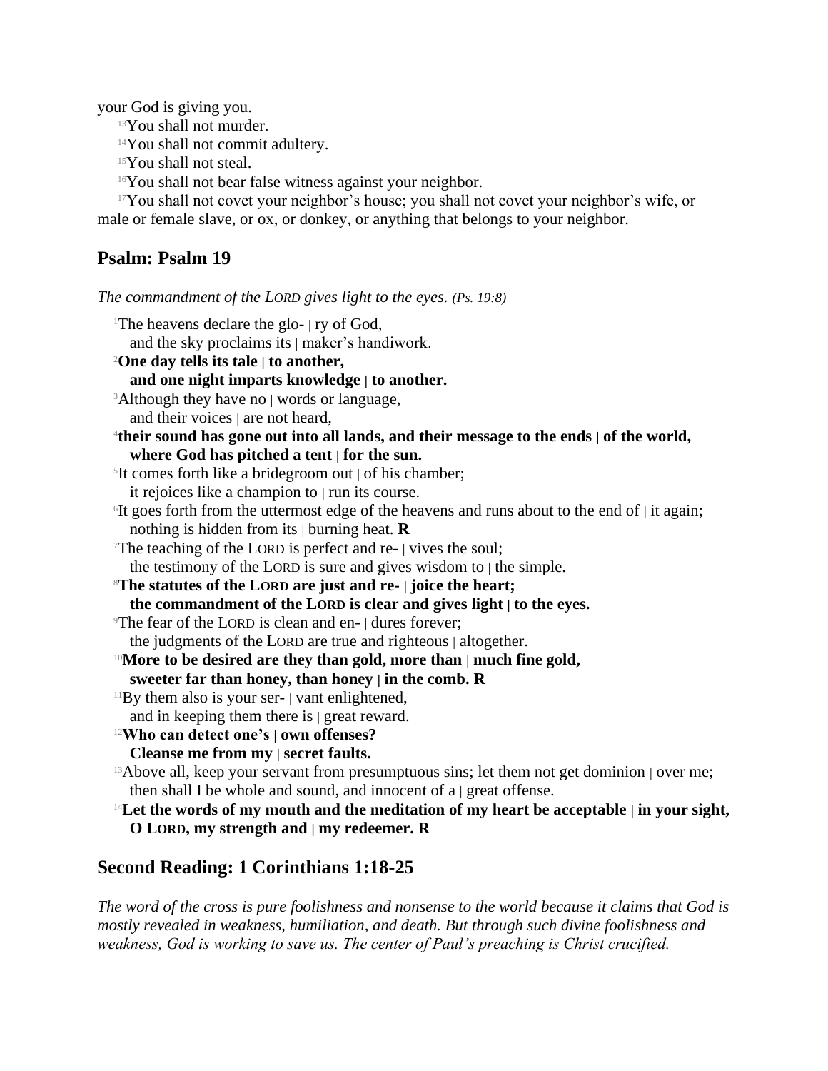your God is giving you.

[13]You shall not murder.

[14]You shall not commit adultery.

[15]You shall not steal.

[16]You shall not bear false witness against your neighbor.

[17]You shall not covet your neighbor's house; you shall not covet your neighbor's wife, or male or female slave, or ox, or donkey, or anything that belongs to your neighbor.

## Psalm: Psalm 19

*The commandment of the LORD gives light to the eyes. (Ps. 19:8)*

[1]The heavens declare the glo- | ry of God,
and the sky proclaims its | maker's handiwork.

**[2]One day tells its tale | to another,**
**and one night imparts knowledge | to another.**

[3]Although they have no | words or language,
and their voices | are not heard,

**[4]their sound has gone out into all lands, and their message to the ends | of the world,**
**where God has pitched a tent | for the sun.**

[5]It comes forth like a bridegroom out | of his chamber;
it rejoices like a champion to | run its course.

[6]It goes forth from the uttermost edge of the heavens and runs about to the end of | it again;
nothing is hidden from its | burning heat. **R**

[7]The teaching of the LORD is perfect and re- | vives the soul;
the testimony of the LORD is sure and gives wisdom to | the simple.

**[8]The statutes of the LORD are just and re- | joice the heart;**
**the commandment of the LORD is clear and gives light | to the eyes.**

[9]The fear of the LORD is clean and en- | dures forever;
the judgments of the LORD are true and righteous | altogether.

**[10]More to be desired are they than gold, more than | much fine gold,**
**sweeter far than honey, than honey | in the comb. R**

[11]By them also is your ser- | vant enlightened,
and in keeping them there is | great reward.

**[12]Who can detect one's | own offenses?**
**Cleanse me from my | secret faults.**

[13]Above all, keep your servant from presumptuous sins; let them not get dominion | over me;
then shall I be whole and sound, and innocent of a | great offense.

**[14]Let the words of my mouth and the meditation of my heart be acceptable | in your sight,**
**O LORD, my strength and | my redeemer. R**

## Second Reading: 1 Corinthians 1:18-25

*The word of the cross is pure foolishness and nonsense to the world because it claims that God is mostly revealed in weakness, humiliation, and death. But through such divine foolishness and weakness, God is working to save us. The center of Paul's preaching is Christ crucified.*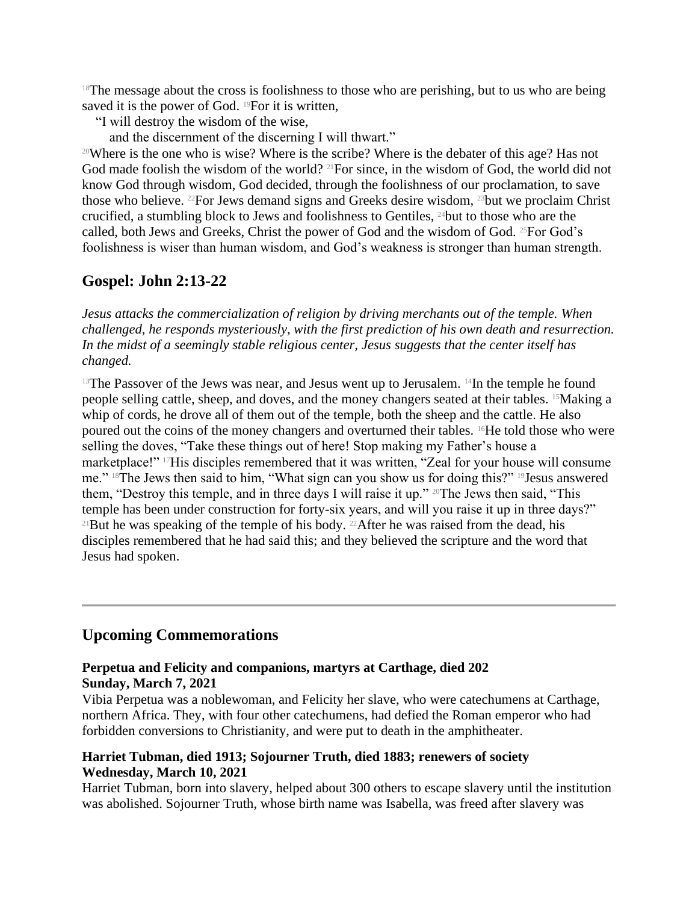[18]The message about the cross is foolishness to those who are perishing, but to us who are being saved it is the power of God. [19]For it is written,

"I will destroy the wisdom of the wise,
and the discernment of the discerning I will thwart."

[20]Where is the one who is wise? Where is the scribe? Where is the debater of this age? Has not God made foolish the wisdom of the world? [21]For since, in the wisdom of God, the world did not know God through wisdom, God decided, through the foolishness of our proclamation, to save those who believe. [22]For Jews demand signs and Greeks desire wisdom, [23]but we proclaim Christ crucified, a stumbling block to Jews and foolishness to Gentiles, [24]but to those who are the called, both Jews and Greeks, Christ the power of God and the wisdom of God. [25]For God's foolishness is wiser than human wisdom, and God's weakness is stronger than human strength.

## Gospel: John 2:13-22

*Jesus attacks the commercialization of religion by driving merchants out of the temple. When challenged, he responds mysteriously, with the first prediction of his own death and resurrection. In the midst of a seemingly stable religious center, Jesus suggests that the center itself has changed.*

[13]The Passover of the Jews was near, and Jesus went up to Jerusalem. [14]In the temple he found people selling cattle, sheep, and doves, and the money changers seated at their tables. [15]Making a whip of cords, he drove all of them out of the temple, both the sheep and the cattle. He also poured out the coins of the money changers and overturned their tables. [16]He told those who were selling the doves, "Take these things out of here! Stop making my Father's house a marketplace!" [17]His disciples remembered that it was written, "Zeal for your house will consume me." [18]The Jews then said to him, "What sign can you show us for doing this?" [19]Jesus answered them, "Destroy this temple, and in three days I will raise it up." [20]The Jews then said, "This temple has been under construction for forty-six years, and will you raise it up in three days?" [21]But he was speaking of the temple of his body. [22]After he was raised from the dead, his disciples remembered that he had said this; and they believed the scripture and the word that Jesus had spoken.

---

## Upcoming Commemorations

**Perpetua and Felicity and companions, martyrs at Carthage, died 202**
**Sunday, March 7, 2021**

Vibia Perpetua was a noblewoman, and Felicity her slave, who were catechumens at Carthage, northern Africa. They, with four other catechumens, had defied the Roman emperor who had forbidden conversions to Christianity, and were put to death in the amphitheater.

**Harriet Tubman, died 1913; Sojourner Truth, died 1883; renewers of society**
**Wednesday, March 10, 2021**

Harriet Tubman, born into slavery, helped about 300 others to escape slavery until the institution was abolished. Sojourner Truth, whose birth name was Isabella, was freed after slavery was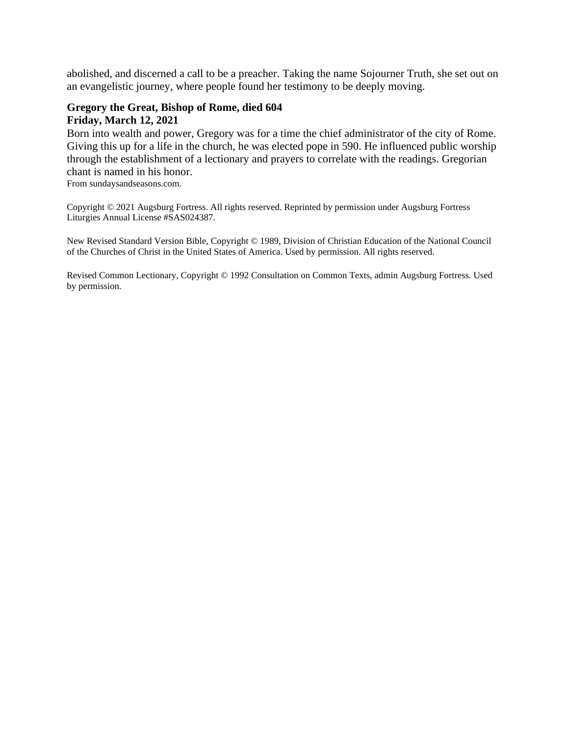abolished, and discerned a call to be a preacher. Taking the name Sojourner Truth, she set out on an evangelistic journey, where people found her testimony to be deeply moving.

**Gregory the Great, Bishop of Rome, died 604**
**Friday, March 12, 2021**

Born into wealth and power, Gregory was for a time the chief administrator of the city of Rome. Giving this up for a life in the church, he was elected pope in 590. He influenced public worship through the establishment of a lectionary and prayers to correlate with the readings. Gregorian chant is named in his honor.

From sundaysandseasons.com.

Copyright © 2021 Augsburg Fortress. All rights reserved. Reprinted by permission under Augsburg Fortress Liturgies Annual License #SAS024387.

New Revised Standard Version Bible, Copyright © 1989, Division of Christian Education of the National Council of the Churches of Christ in the United States of America. Used by permission. All rights reserved.

Revised Common Lectionary, Copyright © 1992 Consultation on Common Texts, admin Augsburg Fortress. Used by permission.